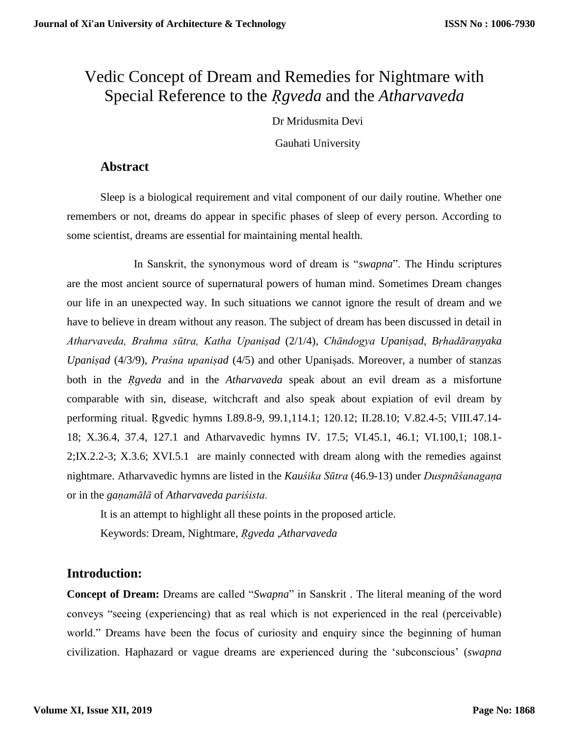# Vedic Concept of Dream and Remedies for Nightmare with Special Reference to the *Ṛgveda* and the *Atharvaveda*

Dr Mridusmita Devi

Gauhati University

## Abstract

Sleep is a biological requirement and vital component of our daily routine. Whether one remembers or not, dreams do appear in specific phases of sleep of every person. According to some scientist, dreams are essential for maintaining mental health.

In Sanskrit, the synonymous word of dream is "*swapna*". The Hindu scriptures are the most ancient source of supernatural powers of human mind. Sometimes Dream changes our life in an unexpected way. In such situations we cannot ignore the result of dream and we have to believe in dream without any reason. The subject of dream has been discussed in detail in *Atharvaveda, Brahma sūtra, Katha Upaniṣad* (2/1/4), *Chāndogya Upaniṣad, Bṛhadāraṇyaka Upaniṣad* (4/3/9), *Praśna upaniṣad* (4/5) and other Upaniṣads. Moreover, a number of stanzas both in the *Ṛgveda* and in the *Atharvaveda* speak about an evil dream as a misfortune comparable with sin, disease, witchcraft and also speak about expiation of evil dream by performing ritual. Ṛgvedic hymns I.89.8-9, 99.1,114.1; 120.12; II.28.10; V.82.4-5; VIII.47.14-18; X.36.4, 37.4, 127.1 and Atharvavedic hymns IV. 17.5; VI.45.1, 46.1; VI.100,1; 108.1-2;IX.2.2-3; X.3.6; XVI.5.1 are mainly connected with dream along with the remedies against nightmare. Atharvavedic hymns are listed in the *Kauśika Sūtra* (46.9-13) under *Duspnāśanagaṇa* or in the *gaṇamālā* of *Atharvaveda pariśista.*

It is an attempt to highlight all these points in the proposed article.

Keywords: Dream, Nightmare, *Ṛgveda* ,*Atharvaveda*

## Introduction:

**Concept of Dream:** Dreams are called "*Swapna*" in Sanskrit . The literal meaning of the word conveys "seeing (experiencing) that as real which is not experienced in the real (perceivable) world." Dreams have been the focus of curiosity and enquiry since the beginning of human civilization. Haphazard or vague dreams are experienced during the 'subconscious' (*swapna*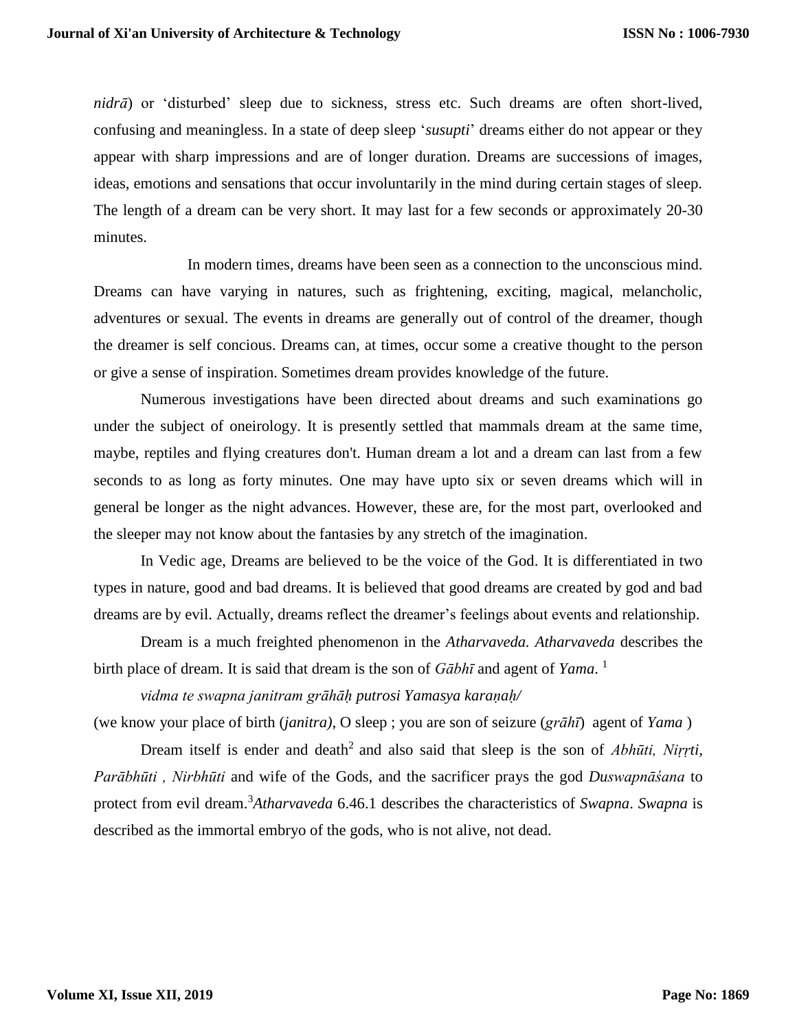*nidrā*) or 'disturbed' sleep due to sickness, stress etc. Such dreams are often short-lived, confusing and meaningless. In a state of deep sleep '*susupti*' dreams either do not appear or they appear with sharp impressions and are of longer duration. Dreams are successions of images, ideas, emotions and sensations that occur involuntarily in the mind during certain stages of sleep. The length of a dream can be very short. It may last for a few seconds or approximately 20-30 minutes.

In modern times, dreams have been seen as a connection to the unconscious mind. Dreams can have varying in natures, such as frightening, exciting, magical, melancholic, adventures or sexual. The events in dreams are generally out of control of the dreamer, though the dreamer is self concious. Dreams can, at times, occur some a creative thought to the person or give a sense of inspiration. Sometimes dream provides knowledge of the future.

Numerous investigations have been directed about dreams and such examinations go under the subject of oneirology. It is presently settled that mammals dream at the same time, maybe, reptiles and flying creatures don't. Human dream a lot and a dream can last from a few seconds to as long as forty minutes. One may have upto six or seven dreams which will in general be longer as the night advances. However, these are, for the most part, overlooked and the sleeper may not know about the fantasies by any stretch of the imagination.

In Vedic age, Dreams are believed to be the voice of the God. It is differentiated in two types in nature, good and bad dreams. It is believed that good dreams are created by god and bad dreams are by evil. Actually, dreams reflect the dreamer's feelings about events and relationship.

Dream is a much freighted phenomenon in the *Atharvaveda. Atharvaveda* describes the birth place of dream. It is said that dream is the son of *Gābhī* and agent of *Yama*. [1]

*vidma te swapna janitram grāhāḥ putrosi Yamasya karaṇaḥ/*

(we know your place of birth (*janitra)*, O sleep ; you are son of seizure (*grāhī*) agent of *Yama* )

Dream itself is ender and death[2] and also said that sleep is the son of *Abhūti, Niṛṛti, Parābhūti , Nirbhūti* and wife of the Gods, and the sacrificer prays the god *Duswapnāśana* to protect from evil dream.[3]*Atharvaveda* 6.46.1 describes the characteristics of *Swapna*. *Swapna* is described as the immortal embryo of the gods, who is not alive, not dead.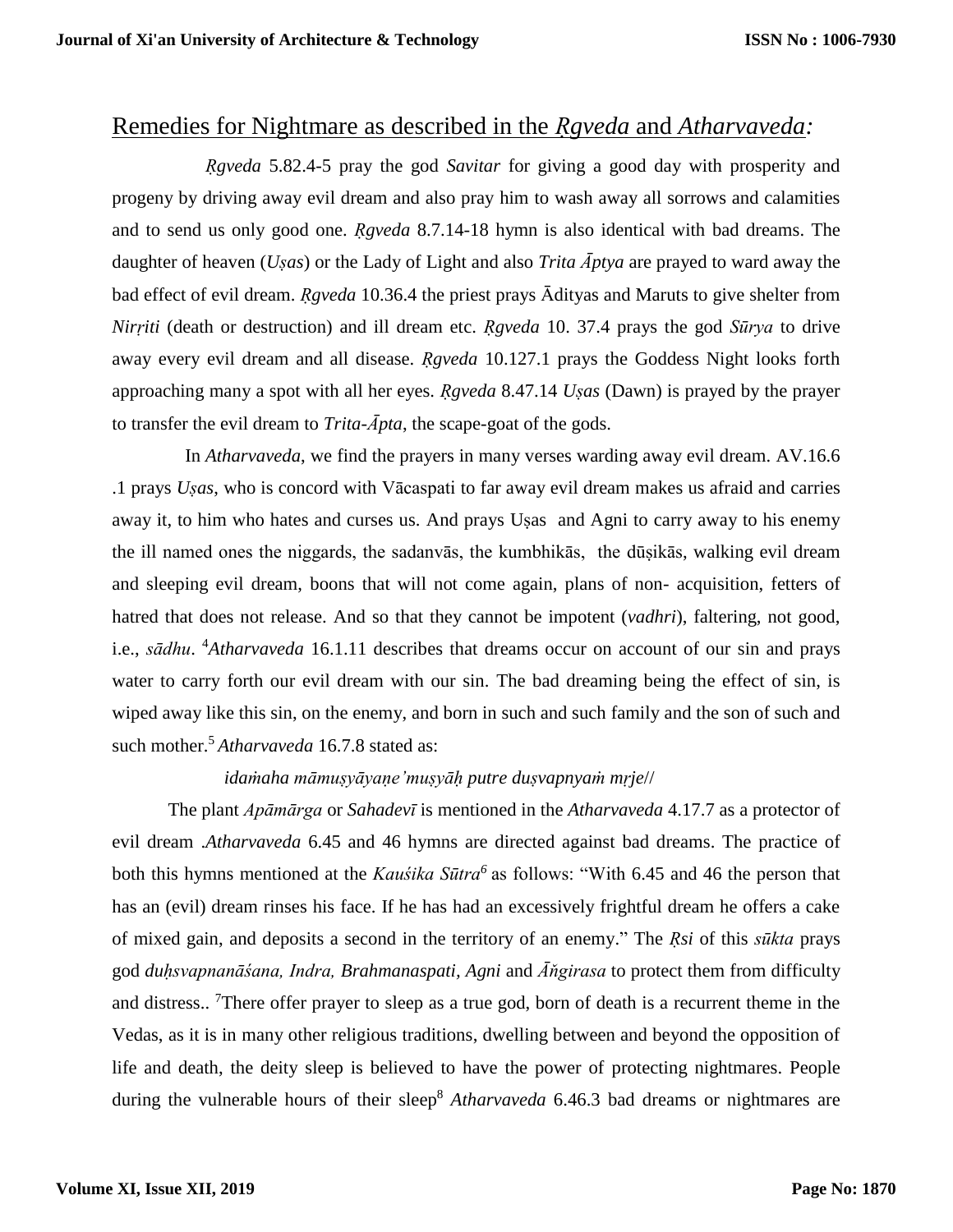## Remedies for Nightmare as described in the *Ṛgveda* and *Atharvaveda:*

*Ṛgveda* 5.82.4-5 pray the god *Savitar* for giving a good day with prosperity and progeny by driving away evil dream and also pray him to wash away all sorrows and calamities and to send us only good one. *Ṛgveda* 8.7.14-18 hymn is also identical with bad dreams. The daughter of heaven (*Uṣas*) or the Lady of Light and also *Trita Āptya* are prayed to ward away the bad effect of evil dream. *Ṛgveda* 10.36.4 the priest prays Ādityas and Maruts to give shelter from *Nirṛiti* (death or destruction) and ill dream etc. *Ṛgveda* 10. 37.4 prays the god *Sūrya* to drive away every evil dream and all disease. *Ṛgveda* 10.127.1 prays the Goddess Night looks forth approaching many a spot with all her eyes. *Ṛgveda* 8.47.14 *Uṣas* (Dawn) is prayed by the prayer to transfer the evil dream to *Trita-Āpta*, the scape-goat of the gods.

In *Atharvaveda*, we find the prayers in many verses warding away evil dream. AV.16.6 .1 prays *Uṣas*, who is concord with Vācaspati to far away evil dream makes us afraid and carries away it, to him who hates and curses us. And prays Uṣas and Agni to carry away to his enemy the ill named ones the niggards, the sadanvās, the kumbhikās, the dūṣikās, walking evil dream and sleeping evil dream, boons that will not come again, plans of non- acquisition, fetters of hatred that does not release. And so that they cannot be impotent (*vadhri*), faltering, not good, i.e., *sādhu*. [4]*Atharvaveda* 16.1.11 describes that dreams occur on account of our sin and prays water to carry forth our evil dream with our sin. The bad dreaming being the effect of sin, is wiped away like this sin, on the enemy, and born in such and such family and the son of such and such mother.[5] *Atharvaveda* 16.7.8 stated as:

*idaṁaha māmuṣyāyaṇe'muṣyāḥ putre duṣvapnyaṁ mṛje*//

The plant *Apāmārga* or *Sahadevī* is mentioned in the *Atharvaveda* 4.17.7 as a protector of evil dream .*Atharvaveda* 6.45 and 46 hymns are directed against bad dreams. The practice of both this hymns mentioned at the *Kauśika Sūtra*[6] as follows: "With 6.45 and 46 the person that has an (evil) dream rinses his face. If he has had an excessively frightful dream he offers a cake of mixed gain, and deposits a second in the territory of an enemy." The *Ṛsi* of this *sūkta* prays god *duḥsvapnanāśana, Indra, Brahmanaspati*, *Agni* and *Āṅgirasa* to protect them from difficulty and distress.. [7]There offer prayer to sleep as a true god, born of death is a recurrent theme in the Vedas, as it is in many other religious traditions, dwelling between and beyond the opposition of life and death, the deity sleep is believed to have the power of protecting nightmares. People during the vulnerable hours of their sleep[8] *Atharvaveda* 6.46.3 bad dreams or nightmares are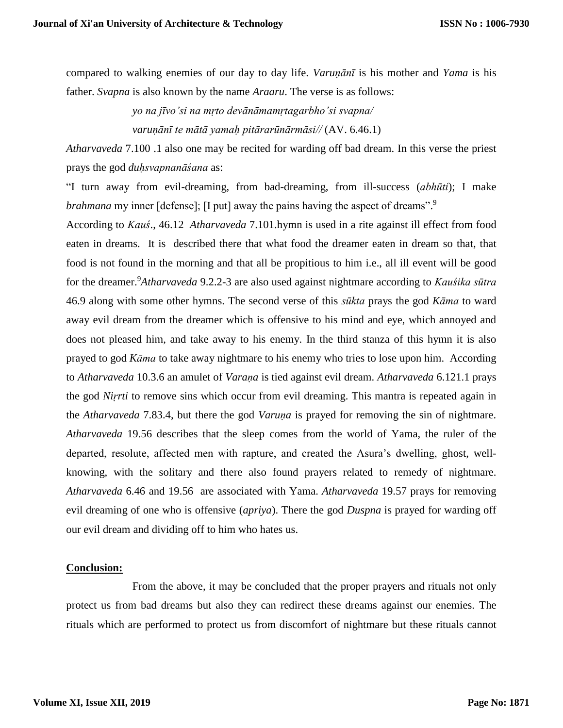compared to walking enemies of our day to day life. *Varuṇānī* is his mother and *Yama* is his father. *Svapna* is also known by the name *Araaru*. The verse is as follows:

> *yo na jīvo'si na mṛto devānāmamṛtagarbho'si svapna/*
> *varuṇānī te mātā yamaḥ pitārarūnārmāsi//* (AV. 6.46.1)

*Atharvaveda* 7.100 .1 also one may be recited for warding off bad dream. In this verse the priest prays the god *duḥsvapnanāśana* as:

"I turn away from evil-dreaming, from bad-dreaming, from ill-success (*abhūti*); I make *brahmana* my inner [defense]; [I put] away the pains having the aspect of dreams".[9]

According to *Kauś*., 46.12 *Atharvaveda* 7.101.hymn is used in a rite against ill effect from food eaten in dreams. It is described there that what food the dreamer eaten in dream so that, that food is not found in the morning and that all be propitious to him i.e., all ill event will be good for the dreamer.[9]*Atharvaveda* 9.2.2-3 are also used against nightmare according to *Kauśika sūtra* 46.9 along with some other hymns. The second verse of this *sūkta* prays the god *Kāma* to ward away evil dream from the dreamer which is offensive to his mind and eye, which annoyed and does not pleased him, and take away to his enemy. In the third stanza of this hymn it is also prayed to god *Kāma* to take away nightmare to his enemy who tries to lose upon him. According to *Atharvaveda* 10.3.6 an amulet of *Varaṇa* is tied against evil dream. *Atharvaveda* 6.121.1 prays the god *Niṛrti* to remove sins which occur from evil dreaming. This mantra is repeated again in the *Atharvaveda* 7.83.4, but there the god *Varuṇa* is prayed for removing the sin of nightmare. *Atharvaveda* 19.56 describes that the sleep comes from the world of Yama, the ruler of the departed, resolute, affected men with rapture, and created the Asura's dwelling, ghost, well-knowing, with the solitary and there also found prayers related to remedy of nightmare. *Atharvaveda* 6.46 and 19.56 are associated with Yama. *Atharvaveda* 19.57 prays for removing evil dreaming of one who is offensive (*apriya*). There the god *Duspna* is prayed for warding off our evil dream and dividing off to him who hates us.

## Conclusion:

From the above, it may be concluded that the proper prayers and rituals not only protect us from bad dreams but also they can redirect these dreams against our enemies. The rituals which are performed to protect us from discomfort of nightmare but these rituals cannot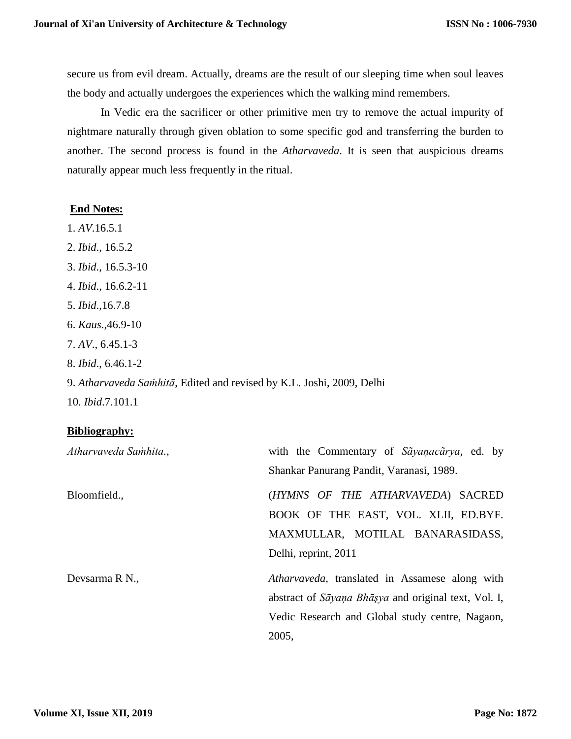secure us from evil dream. Actually, dreams are the result of our sleeping time when soul leaves the body and actually undergoes the experiences which the walking mind remembers.

In Vedic era the sacrificer or other primitive men try to remove the actual impurity of nightmare naturally through given oblation to some specific god and transferring the burden to another. The second process is found in the *Atharvaveda*. It is seen that auspicious dreams naturally appear much less frequently in the ritual.

**End Notes:**

1. *AV*.16.5.1
2. *Ibid*., 16.5.2
3. *Ibid*., 16.5.3-10
4. *Ibid*., 16.6.2-11
5. *Ibid*.,16.7.8
6. *Kaus*.,46.9-10
7. *AV*., 6.45.1-3
8. *Ibid*., 6.46.1-2
9. *Atharvaveda Saṁhitā*, Edited and revised by K.L. Joshi, 2009, Delhi
10. *Ibid*.7.101.1

**Bibliography:**

*Atharvaveda Saṁhita*., with the Commentary of *Sãyaṇacãrya*, ed. by Shankar Panurang Pandit, Varanasi, 1989.

Bloomfield., (*HYMNS OF THE ATHARVAVEDA*) SACRED BOOK OF THE EAST, VOL. XLII, ED.BYF. MAXMULLAR, MOTILAL BANARASIDASS, Delhi, reprint, 2011

Devsarma R N., *Atharvaveda*, translated in Assamese along with abstract of *Sāyaṇa Bhāṣya* and original text, Vol. I, Vedic Research and Global study centre, Nagaon, 2005,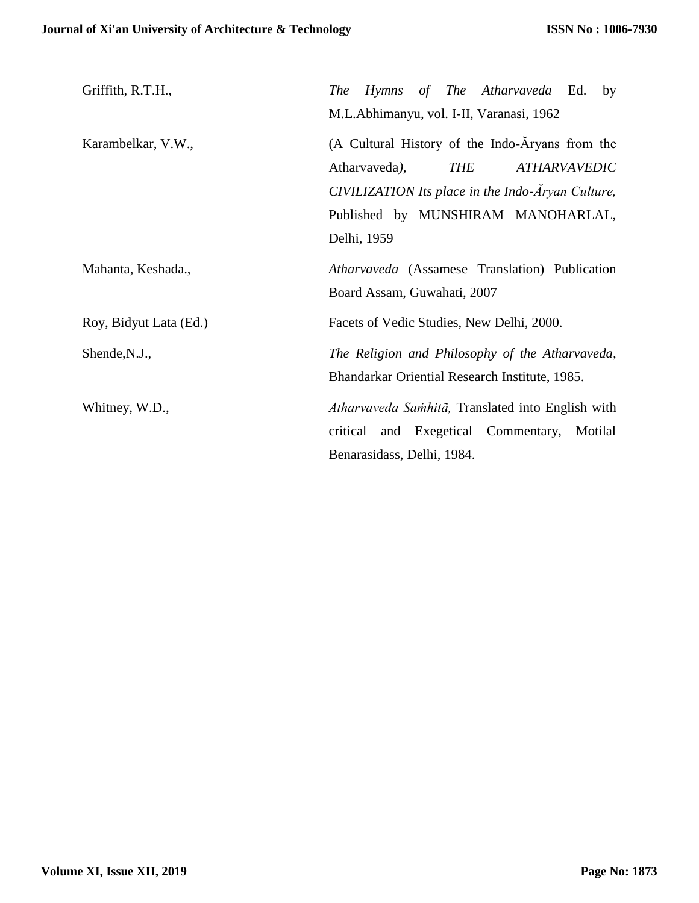Griffith, R.T.H., *The Hymns of The Atharvaveda* Ed. by M.L.Abhimanyu, vol. I-II, Varanasi, 1962

Karambelkar, V.W., (A Cultural History of the Indo-Ăryans from the Atharvaveda*), THE ATHARVAVEDIC CIVILIZATION Its place in the Indo-Ăryan Culture,* Published by MUNSHIRAM MANOHARLAL, Delhi, 1959

Mahanta, Keshada., *Atharvaveda* (Assamese Translation) Publication Board Assam, Guwahati, 2007

Roy, Bidyut Lata (Ed.) Facets of Vedic Studies, New Delhi, 2000.

Shende,N.J., *The Religion and Philosophy of the Atharvaveda,* Bhandarkar Oriential Research Institute, 1985.

Whitney, W.D., *Atharvaveda Saṁhitã,* Translated into English with critical and Exegetical Commentary, Motilal Benarasidass, Delhi, 1984.